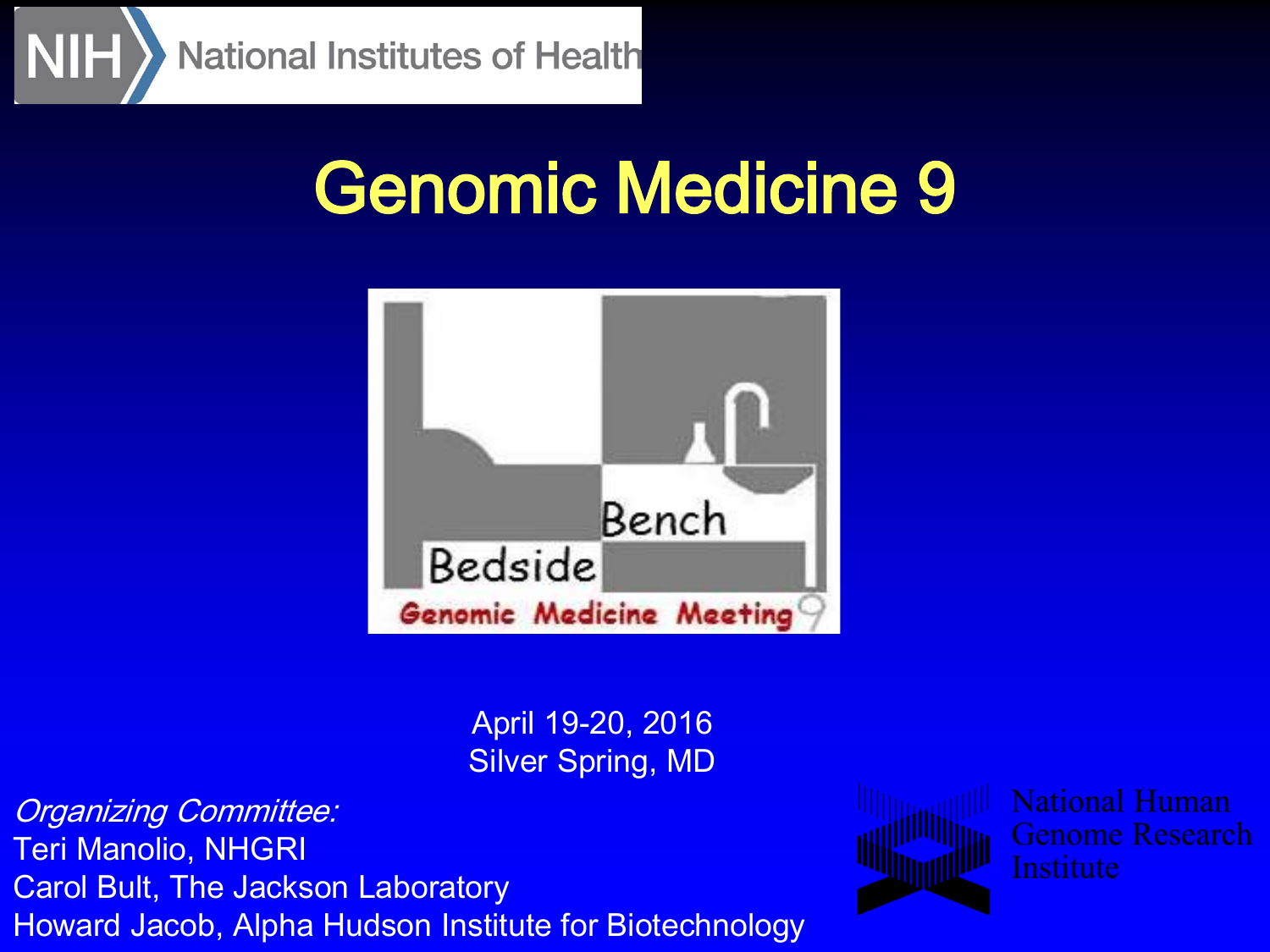NIH National Institutes of Health

# Genomic Medicine 9

Bench

Bedside

Genomic Medicine Meeting 9

April 19-20, 2016
Silver Spring, MD

*Organizing Committee:*
Teri Manolio, NHGRI
Carol Bult, The Jackson Laboratory
Howard Jacob, Alpha Hudson Institute for Biotechnology

National Human Genome Research Institute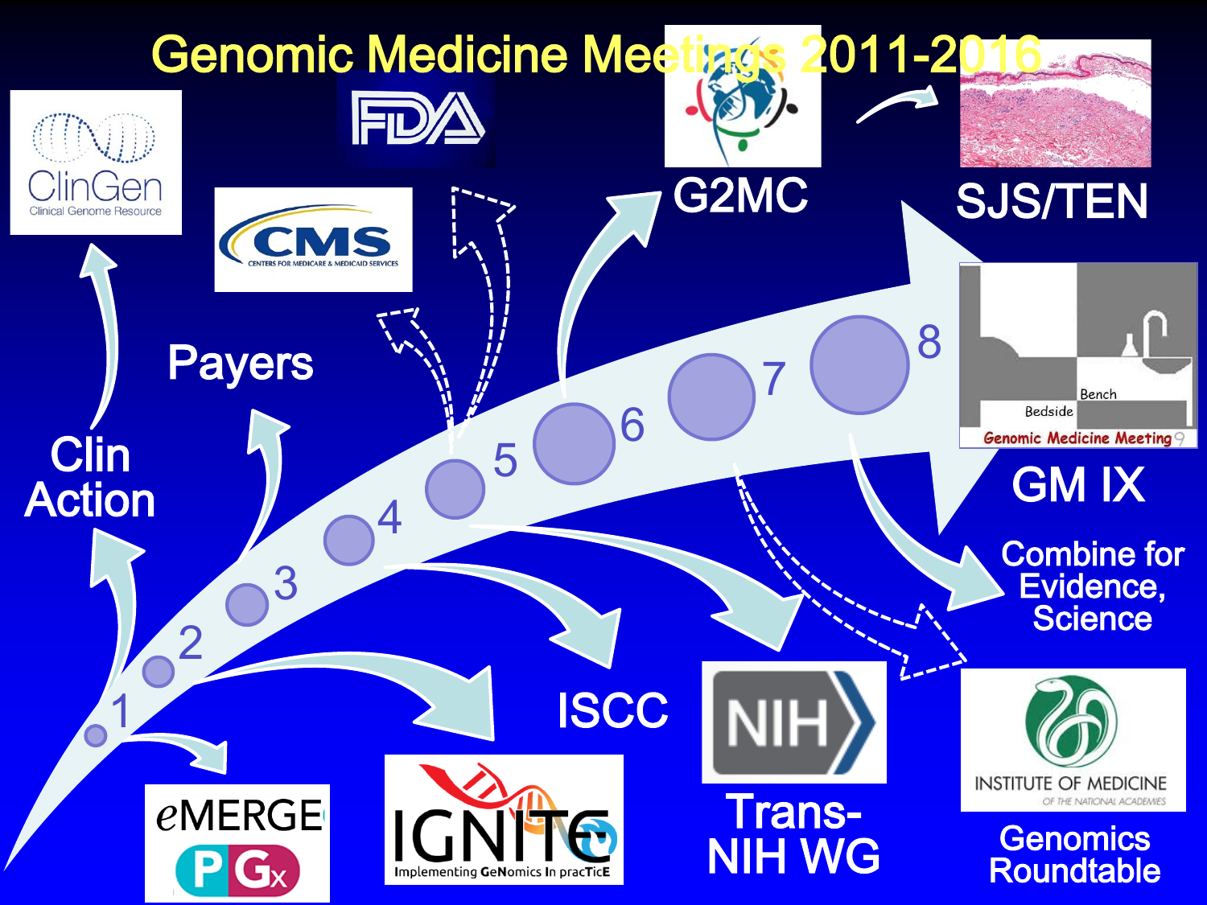# Genomic Medicine Meetings 2011-2016

1 2 3 4 5 6 7 8

Clin Action

ClinGen
Clinical Genome Resource

Payers

CMS
CENTERS FOR MEDICARE & MEDICAID SERVICES

FDA

G2MC

SJS/TEN

Bench
Bedside
Genomic Medicine Meeting 9

GM IX

Combine for Evidence, Science

eMERGE PGx

IGNITE
Implementing GeNomics In pracTicE

ISCC

NIH

Trans-NIH WG

INSTITUTE OF MEDICINE
OF THE NATIONAL ACADEMIES

Genomics Roundtable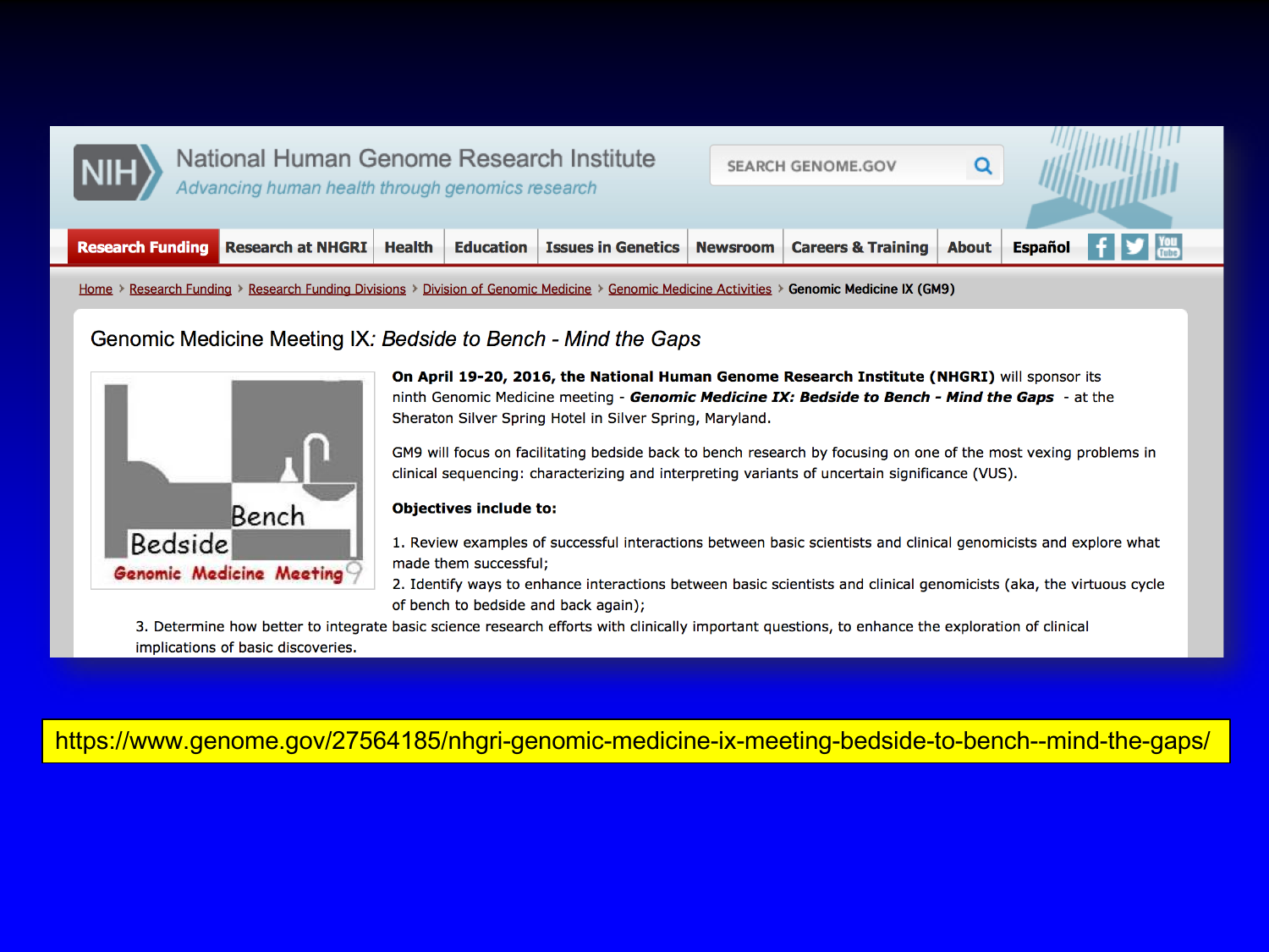National Human Genome Research Institute

*Advancing human health through genomics research*

Research Funding | Research at NHGRI | Health | Education | Issues in Genetics | Newsroom | Careers & Training | About | Español

Home > Research Funding > Research Funding Divisions > Division of Genomic Medicine > Genomic Medicine Activities > Genomic Medicine IX (GM9)

## Genomic Medicine Meeting IX: *Bedside to Bench - Mind the Gaps*

**On April 19-20, 2016, the National Human Genome Research Institute (NHGRI)** will sponsor its ninth Genomic Medicine meeting - ***Genomic Medicine IX: Bedside to Bench - Mind the Gaps*** - at the Sheraton Silver Spring Hotel in Silver Spring, Maryland.

GM9 will focus on facilitating bedside back to bench research by focusing on one of the most vexing problems in clinical sequencing: characterizing and interpreting variants of uncertain significance (VUS).

**Objectives include to:**

1. Review examples of successful interactions between basic scientists and clinical genomicists and explore what made them successful;
2. Identify ways to enhance interactions between basic scientists and clinical genomicists (aka, the virtuous cycle of bench to bedside and back again);
3. Determine how better to integrate basic science research efforts with clinically important questions, to enhance the exploration of clinical implications of basic discoveries.

https://www.genome.gov/27564185/nhgri-genomic-medicine-ix-meeting-bedside-to-bench--mind-the-gaps/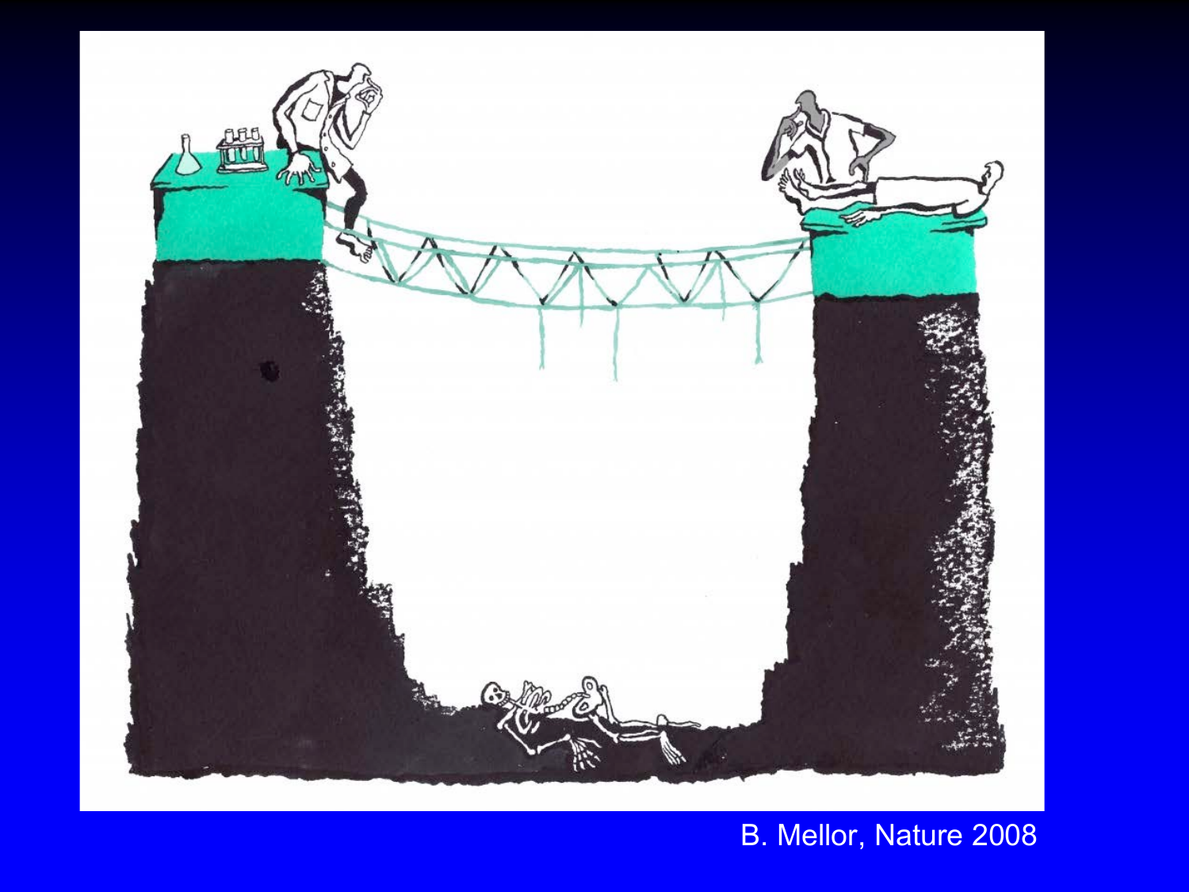B. Mellor, Nature 2008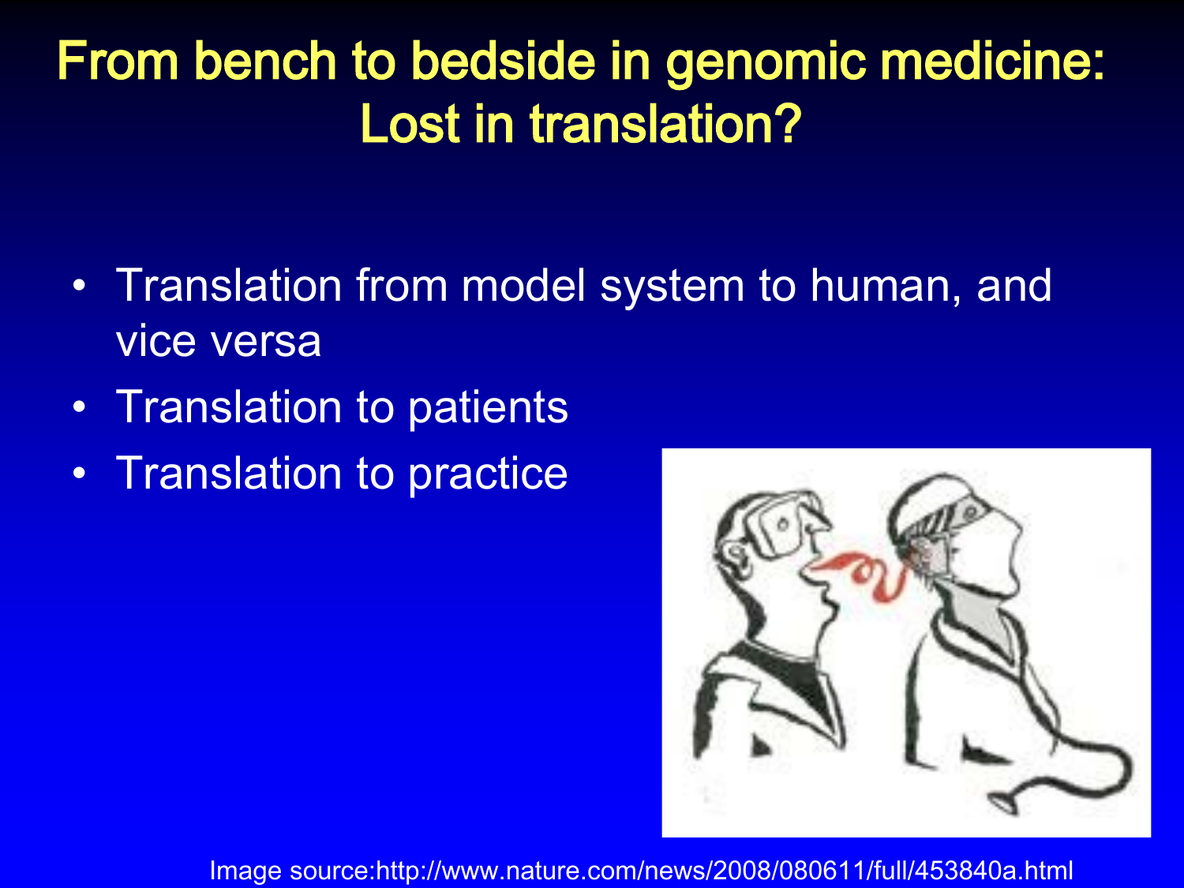# From bench to bedside in genomic medicine: Lost in translation?

- Translation from model system to human, and vice versa
- Translation to patients
- Translation to practice

Image source:http://www.nature.com/news/2008/080611/full/453840a.html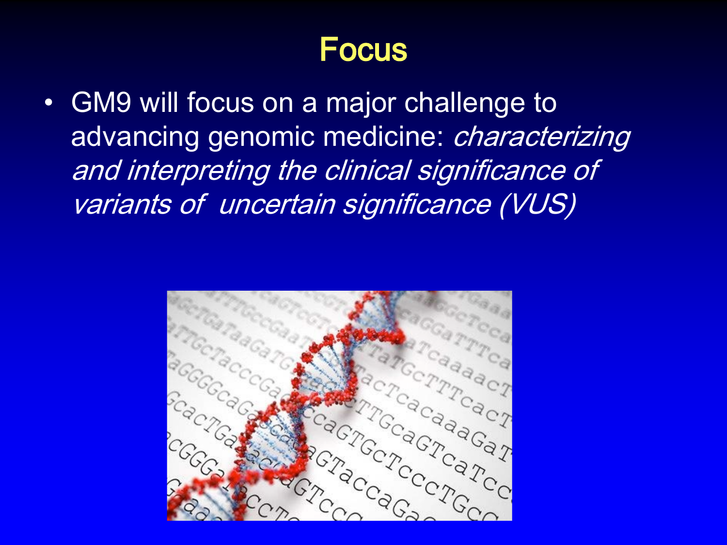# Focus

- GM9 will focus on a major challenge to advancing genomic medicine: *characterizing and interpreting the clinical significance of variants of uncertain significance (VUS)*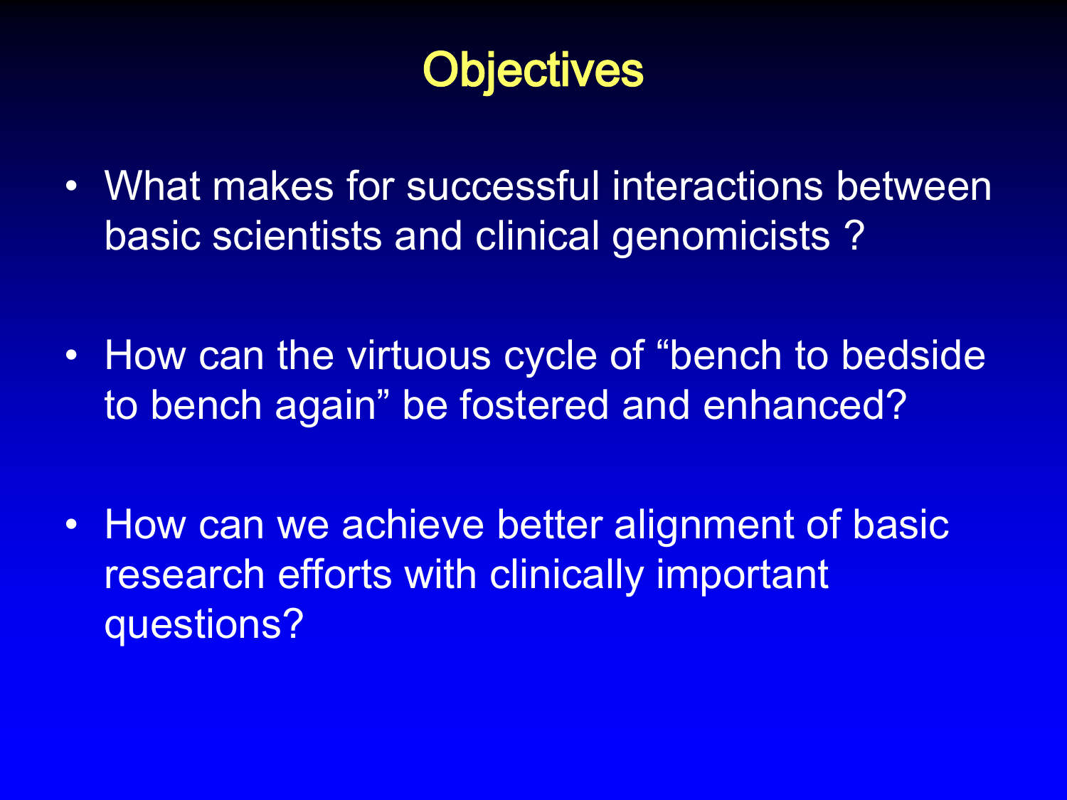# Objectives

- What makes for successful interactions between basic scientists and clinical genomicists ?
- How can the virtuous cycle of "bench to bedside to bench again" be fostered and enhanced?
- How can we achieve better alignment of basic research efforts with clinically important questions?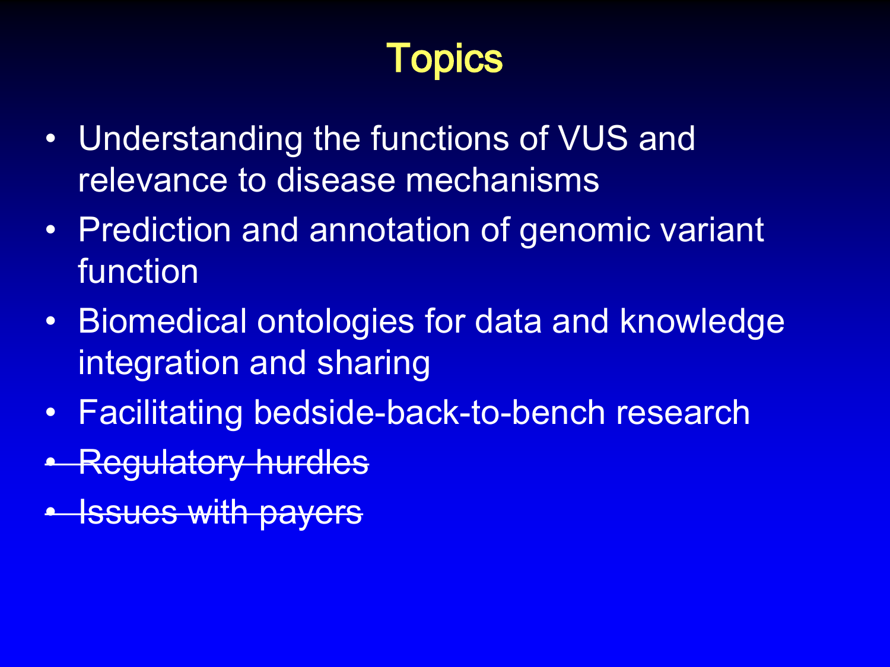# Topics

- Understanding the functions of VUS and relevance to disease mechanisms
- Prediction and annotation of genomic variant function
- Biomedical ontologies for data and knowledge integration and sharing
- Facilitating bedside-back-to-bench research
- ~~Regulatory hurdles~~
- ~~Issues with payers~~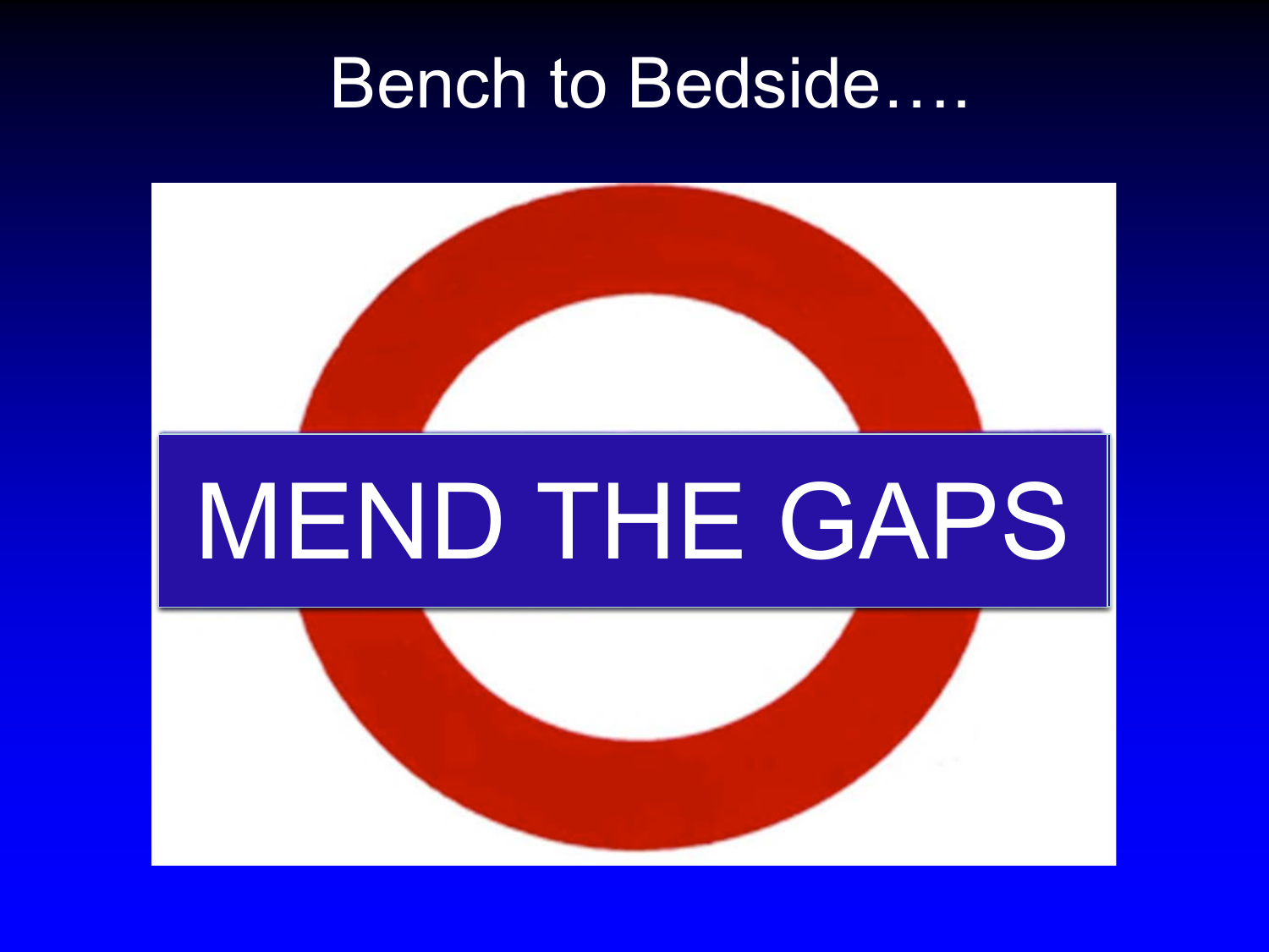# Bench to Bedside….

MEND THE GAPS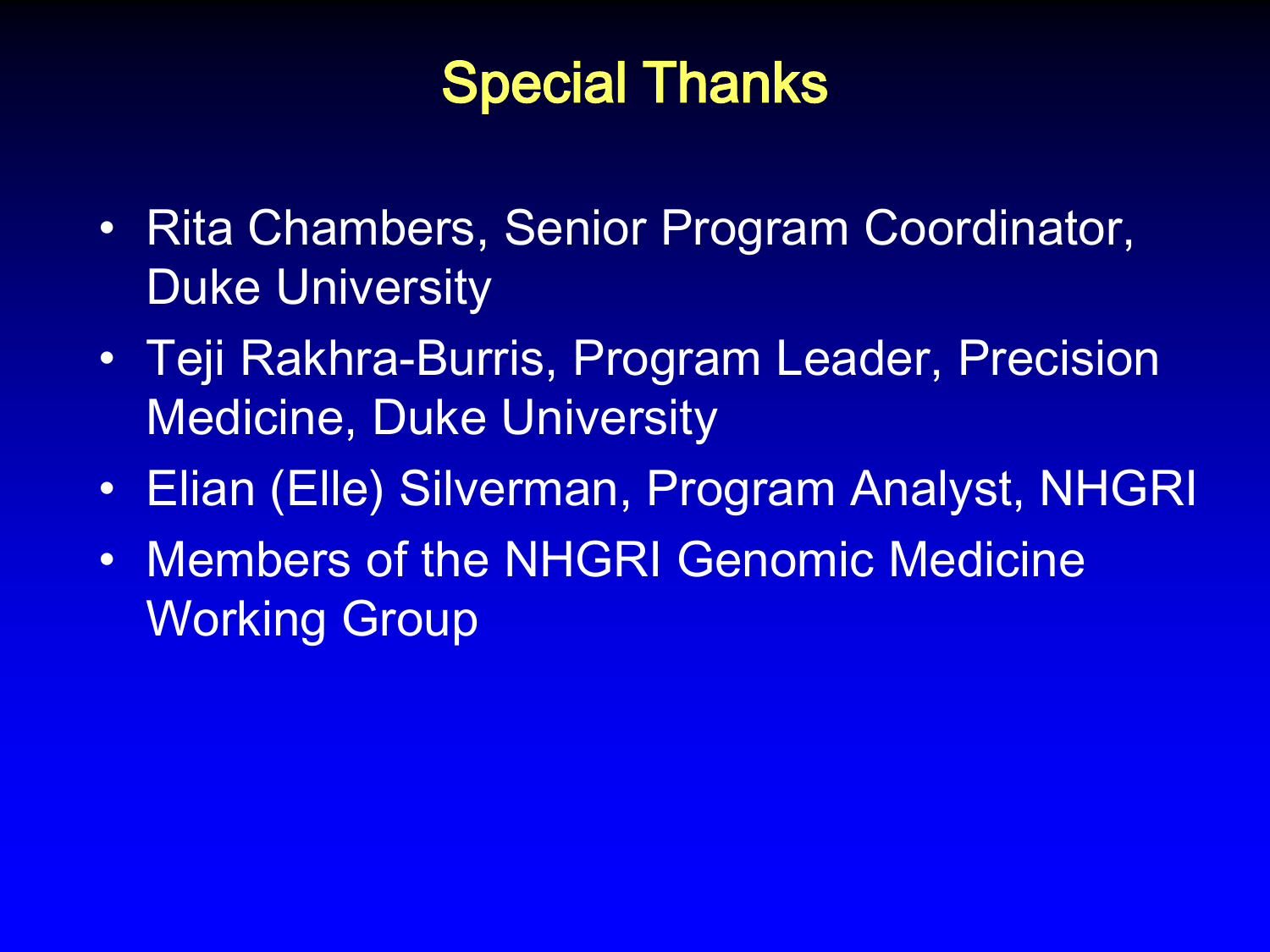# Special Thanks

- Rita Chambers, Senior Program Coordinator, Duke University
- Teji Rakhra-Burris, Program Leader, Precision Medicine, Duke University
- Elian (Elle) Silverman, Program Analyst, NHGRI
- Members of the NHGRI Genomic Medicine Working Group